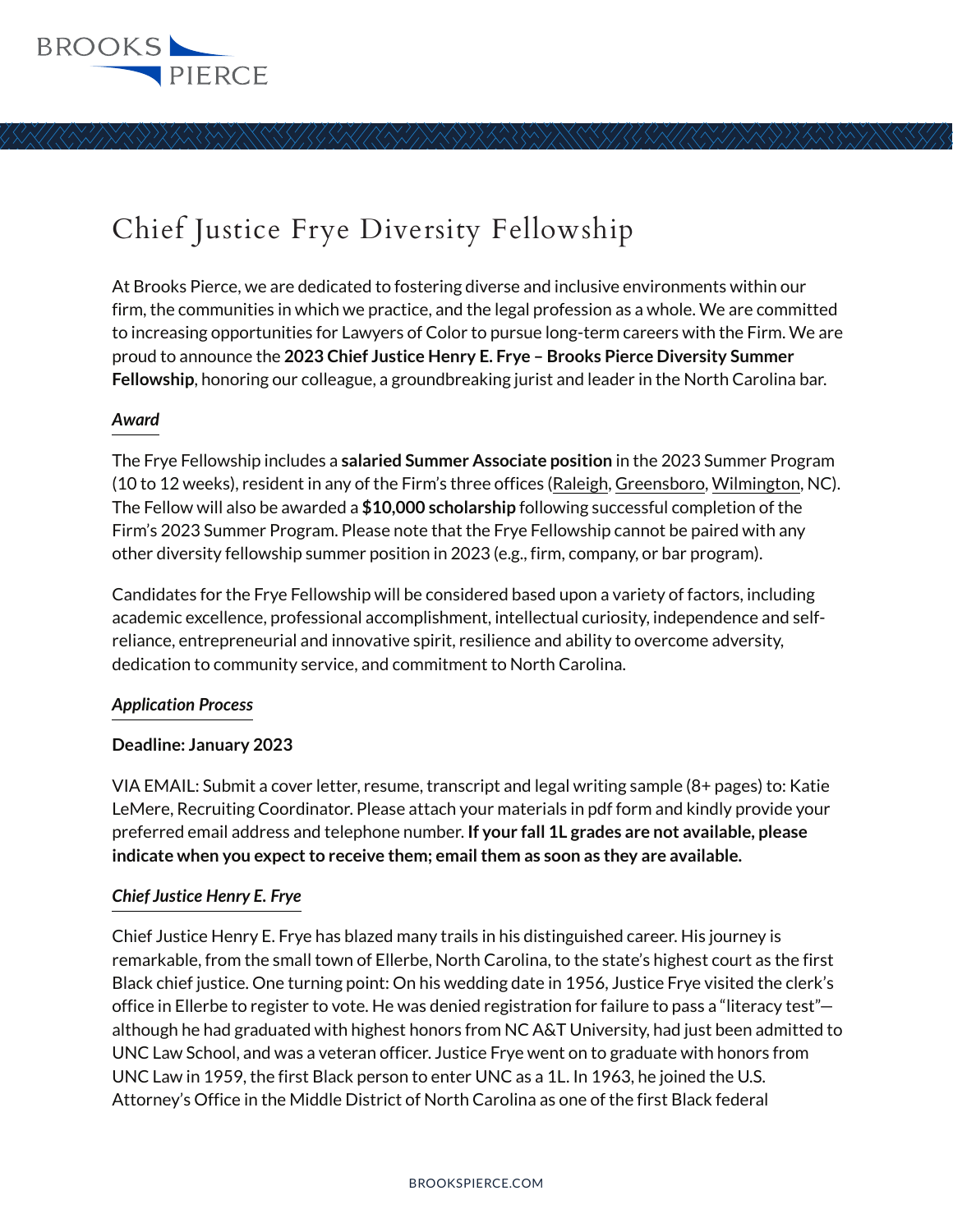# Chief Justice Frye Diversity Fellowship

At Brooks Pierce, we are dedicated to fostering diverse and inclusive environments within our firm, the communities in which we practice, and the legal profession as a whole. We are committed to increasing opportunities for Lawyers of Color to pursue long-term careers with the Firm. We are proud to announce the **2023 Chief Justice Henry E. Frye – Brooks Pierce Diversity Summer Fellowship**, honoring our colleague, a groundbreaking jurist and leader in the North Carolina bar.

### *Award*

The Frye Fellowship includes a **salaried Summer Associate position** in the 2023 Summer Program (10 to 12 weeks), resident in any of the Firm's three offices (Raleigh, Greensboro, Wilmington, NC). The Fellow will also be awarded a **$10,000 scholarship** following successful completion of the Firm's 2023 Summer Program. Please note that the Frye Fellowship cannot be paired with any other diversity fellowship summer position in 2023 (e.g., firm, company, or bar program).

Candidates for the Frye Fellowship will be considered based upon a variety of factors, including academic excellence, professional accomplishment, intellectual curiosity, independence and self-reliance, entrepreneurial and innovative spirit, resilience and ability to overcome adversity, dedication to community service, and commitment to North Carolina.

### *Application Process*

**Deadline: January 2023**

VIA EMAIL: Submit a cover letter, resume, transcript and legal writing sample (8+ pages) to: Katie LeMere, Recruiting Coordinator. Please attach your materials in pdf form and kindly provide your preferred email address and telephone number. **If your fall 1L grades are not available, please indicate when you expect to receive them; email them as soon as they are available.**

### *Chief Justice Henry E. Frye*

Chief Justice Henry E. Frye has blazed many trails in his distinguished career. His journey is remarkable, from the small town of Ellerbe, North Carolina, to the state's highest court as the first Black chief justice. One turning point: On his wedding date in 1956, Justice Frye visited the clerk's office in Ellerbe to register to vote. He was denied registration for failure to pass a "literacy test"—although he had graduated with highest honors from NC A&T University, had just been admitted to UNC Law School, and was a veteran officer. Justice Frye went on to graduate with honors from UNC Law in 1959, the first Black person to enter UNC as a 1L. In 1963, he joined the U.S. Attorney's Office in the Middle District of North Carolina as one of the first Black federal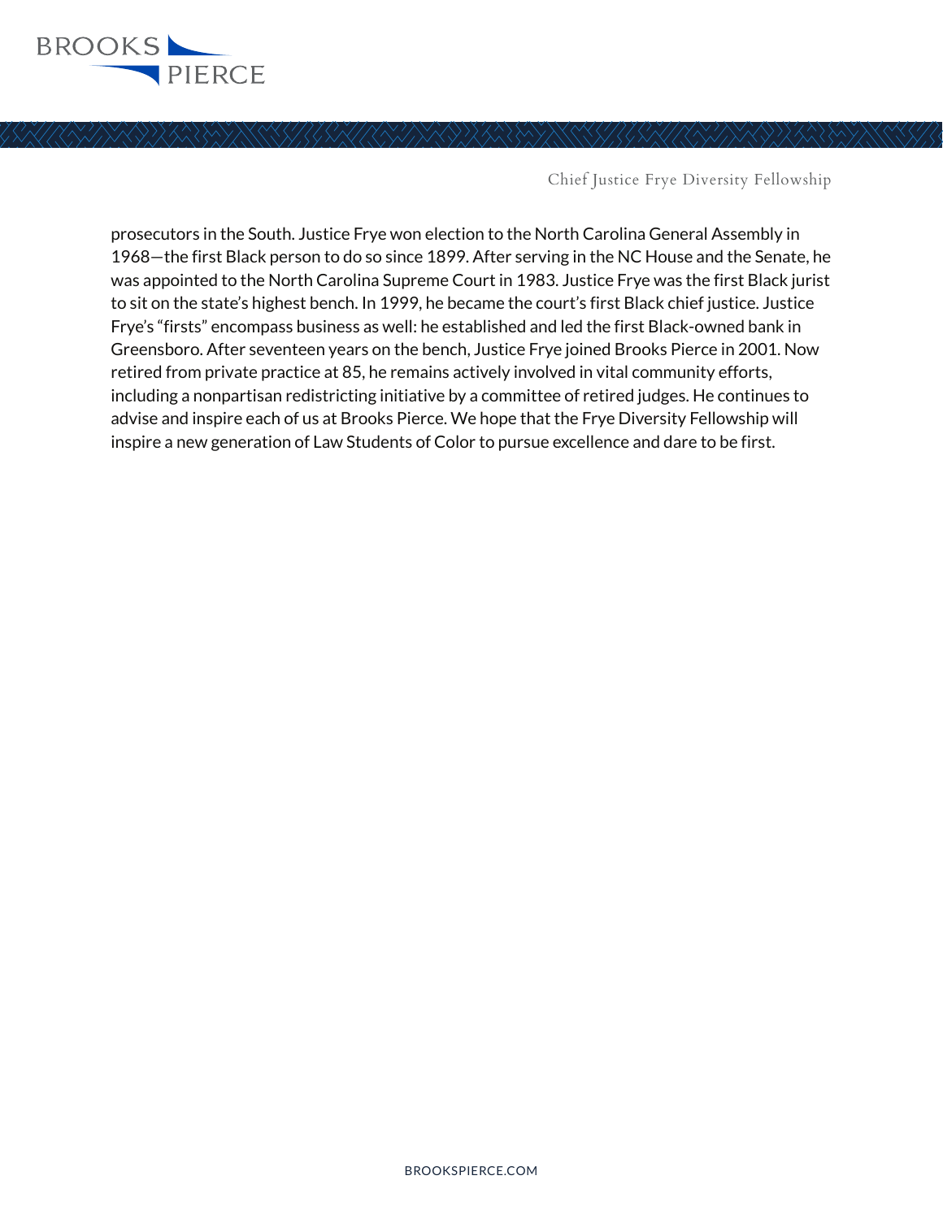prosecutors in the South. Justice Frye won election to the North Carolina General Assembly in 1968—the first Black person to do so since 1899. After serving in the NC House and the Senate, he was appointed to the North Carolina Supreme Court in 1983. Justice Frye was the first Black jurist to sit on the state's highest bench. In 1999, he became the court's first Black chief justice. Justice Frye's "firsts" encompass business as well: he established and led the first Black-owned bank in Greensboro. After seventeen years on the bench, Justice Frye joined Brooks Pierce in 2001. Now retired from private practice at 85, he remains actively involved in vital community efforts, including a nonpartisan redistricting initiative by a committee of retired judges. He continues to advise and inspire each of us at Brooks Pierce. We hope that the Frye Diversity Fellowship will inspire a new generation of Law Students of Color to pursue excellence and dare to be first.